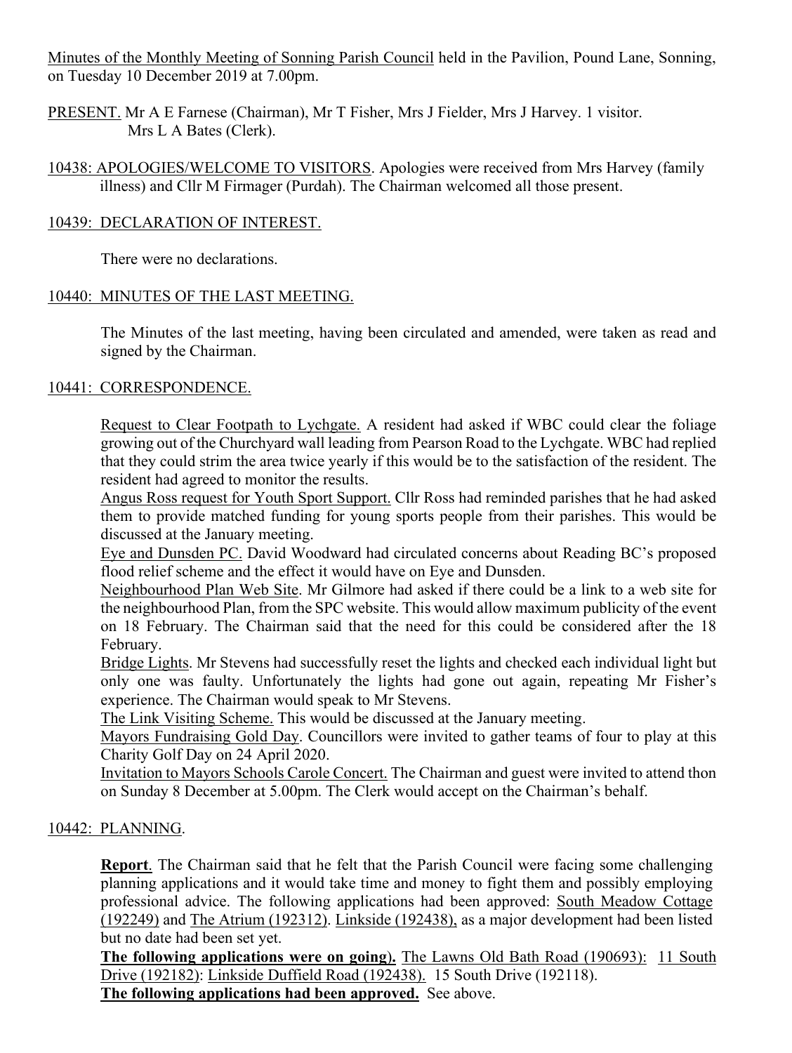Minutes of the Monthly Meeting of Sonning Parish Council held in the Pavilion, Pound Lane, Sonning, on Tuesday 10 December 2019 at 7.00pm.

PRESENT. Mr A E Farnese (Chairman), Mr T Fisher, Mrs J Fielder, Mrs J Harvey. 1 visitor. Mrs L A Bates (Clerk).

10438: APOLOGIES/WELCOME TO VISITORS. Apologies were received from Mrs Harvey (family illness) and Cllr M Firmager (Purdah). The Chairman welcomed all those present.

10439: DECLARATION OF INTEREST.

There were no declarations.

10440: MINUTES OF THE LAST MEETING.

The Minutes of the last meeting, having been circulated and amended, were taken as read and signed by the Chairman.

10441: CORRESPONDENCE.

Request to Clear Footpath to Lychgate. A resident had asked if WBC could clear the foliage growing out of the Churchyard wall leading from Pearson Road to the Lychgate. WBC had replied that they could strim the area twice yearly if this would be to the satisfaction of the resident. The resident had agreed to monitor the results.

Angus Ross request for Youth Sport Support. Cllr Ross had reminded parishes that he had asked them to provide matched funding for young sports people from their parishes. This would be discussed at the January meeting.

Eye and Dunsden PC. David Woodward had circulated concerns about Reading BC's proposed flood relief scheme and the effect it would have on Eye and Dunsden.

Neighbourhood Plan Web Site. Mr Gilmore had asked if there could be a link to a web site for the neighbourhood Plan, from the SPC website. This would allow maximum publicity of the event on 18 February. The Chairman said that the need for this could be considered after the 18 February.

Bridge Lights. Mr Stevens had successfully reset the lights and checked each individual light but only one was faulty. Unfortunately the lights had gone out again, repeating Mr Fisher's experience. The Chairman would speak to Mr Stevens.

The Link Visiting Scheme. This would be discussed at the January meeting.

Mayors Fundraising Gold Day. Councillors were invited to gather teams of four to play at this Charity Golf Day on 24 April 2020.

Invitation to Mayors Schools Carole Concert. The Chairman and guest were invited to attend thon on Sunday 8 December at 5.00pm. The Clerk would accept on the Chairman's behalf.

10442: PLANNING.

**Report**. The Chairman said that he felt that the Parish Council were facing some challenging planning applications and it would take time and money to fight them and possibly employing professional advice. The following applications had been approved: South Meadow Cottage (192249) and The Atrium (192312). Linkside (192438), as a major development had been listed but no date had been set yet.

**The following applications were on going).** The Lawns Old Bath Road (190693): 11 South Drive (192182): Linkside Duffield Road (192438). 15 South Drive (192118).

**The following applications had been approved.** See above.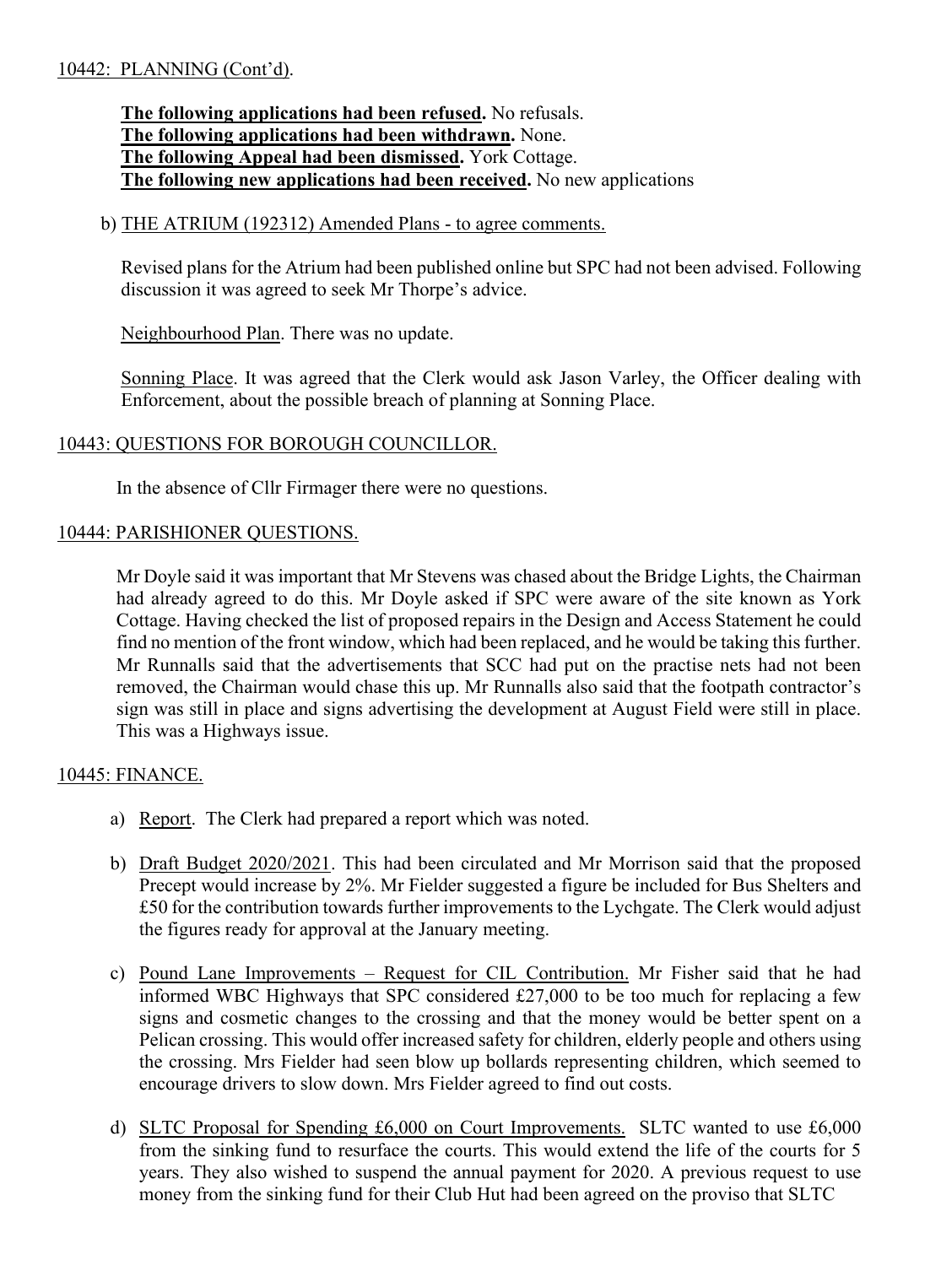10442: PLANNING (Cont'd).

**The following applications had been refused.** No refusals.
**The following applications had been withdrawn.** None.
**The following Appeal had been dismissed.** York Cottage.
**The following new applications had been received.** No new applications

b) THE ATRIUM (192312) Amended Plans - to agree comments.

Revised plans for the Atrium had been published online but SPC had not been advised. Following discussion it was agreed to seek Mr Thorpe's advice.

Neighbourhood Plan. There was no update.

Sonning Place. It was agreed that the Clerk would ask Jason Varley, the Officer dealing with Enforcement, about the possible breach of planning at Sonning Place.

10443: QUESTIONS FOR BOROUGH COUNCILLOR.

In the absence of Cllr Firmager there were no questions.

10444: PARISHIONER QUESTIONS.

Mr Doyle said it was important that Mr Stevens was chased about the Bridge Lights, the Chairman had already agreed to do this. Mr Doyle asked if SPC were aware of the site known as York Cottage. Having checked the list of proposed repairs in the Design and Access Statement he could find no mention of the front window, which had been replaced, and he would be taking this further. Mr Runnalls said that the advertisements that SCC had put on the practise nets had not been removed, the Chairman would chase this up. Mr Runnalls also said that the footpath contractor's sign was still in place and signs advertising the development at August Field were still in place. This was a Highways issue.

10445: FINANCE.

a) Report. The Clerk had prepared a report which was noted.

b) Draft Budget 2020/2021. This had been circulated and Mr Morrison said that the proposed Precept would increase by 2%. Mr Fielder suggested a figure be included for Bus Shelters and £50 for the contribution towards further improvements to the Lychgate. The Clerk would adjust the figures ready for approval at the January meeting.

c) Pound Lane Improvements – Request for CIL Contribution. Mr Fisher said that he had informed WBC Highways that SPC considered £27,000 to be too much for replacing a few signs and cosmetic changes to the crossing and that the money would be better spent on a Pelican crossing. This would offer increased safety for children, elderly people and others using the crossing. Mrs Fielder had seen blow up bollards representing children, which seemed to encourage drivers to slow down. Mrs Fielder agreed to find out costs.

d) SLTC Proposal for Spending £6,000 on Court Improvements. SLTC wanted to use £6,000 from the sinking fund to resurface the courts. This would extend the life of the courts for 5 years. They also wished to suspend the annual payment for 2020. A previous request to use money from the sinking fund for their Club Hut had been agreed on the proviso that SLTC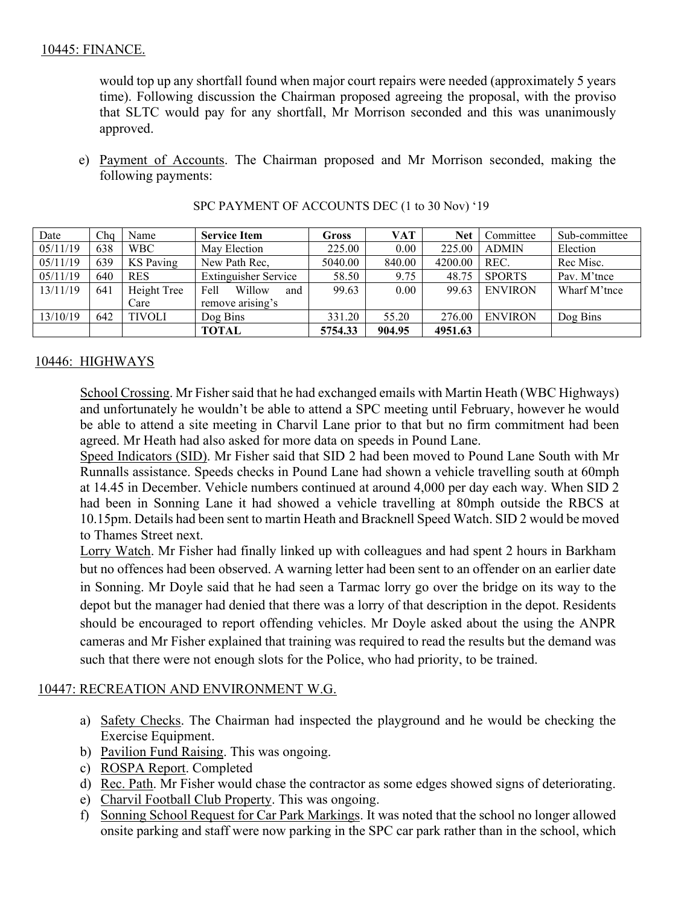10445: FINANCE.

would top up any shortfall found when major court repairs were needed (approximately 5 years time). Following discussion the Chairman proposed agreeing the proposal, with the proviso that SLTC would pay for any shortfall, Mr Morrison seconded and this was unanimously approved.

e) Payment of Accounts. The Chairman proposed and Mr Morrison seconded, making the following payments:

SPC PAYMENT OF ACCOUNTS DEC (1 to 30 Nov) '19

| Date | Chq | Name | Service Item | Gross | VAT | Net | Committee | Sub-committee |
|---|---|---|---|---|---|---|---|---|
| 05/11/19 | 638 | WBC | May Election | 225.00 | 0.00 | 225.00 | ADMIN | Election |
| 05/11/19 | 639 | KS Paving | New Path Rec, | 5040.00 | 840.00 | 4200.00 | REC. | Rec Misc. |
| 05/11/19 | 640 | RES | Extinguisher Service | 58.50 | 9.75 | 48.75 | SPORTS | Pav. M'tnce |
| 13/11/19 | 641 | Height Tree Care | Fell Willow and remove arising's | 99.63 | 0.00 | 99.63 | ENVIRON | Wharf M'tnce |
| 13/10/19 | 642 | TIVOLI | Dog Bins | 331.20 | 55.20 | 276.00 | ENVIRON | Dog Bins |
| | | | **TOTAL** | **5754.33** | **904.95** | **4951.63** | | |

10446: HIGHWAYS

School Crossing. Mr Fisher said that he had exchanged emails with Martin Heath (WBC Highways) and unfortunately he wouldn't be able to attend a SPC meeting until February, however he would be able to attend a site meeting in Charvil Lane prior to that but no firm commitment had been agreed. Mr Heath had also asked for more data on speeds in Pound Lane.

Speed Indicators (SID). Mr Fisher said that SID 2 had been moved to Pound Lane South with Mr Runnalls assistance. Speeds checks in Pound Lane had shown a vehicle travelling south at 60mph at 14.45 in December. Vehicle numbers continued at around 4,000 per day each way. When SID 2 had been in Sonning Lane it had showed a vehicle travelling at 80mph outside the RBCS at 10.15pm. Details had been sent to martin Heath and Bracknell Speed Watch. SID 2 would be moved to Thames Street next.

Lorry Watch. Mr Fisher had finally linked up with colleagues and had spent 2 hours in Barkham but no offences had been observed. A warning letter had been sent to an offender on an earlier date in Sonning. Mr Doyle said that he had seen a Tarmac lorry go over the bridge on its way to the depot but the manager had denied that there was a lorry of that description in the depot. Residents should be encouraged to report offending vehicles. Mr Doyle asked about the using the ANPR cameras and Mr Fisher explained that training was required to read the results but the demand was such that there were not enough slots for the Police, who had priority, to be trained.

10447: RECREATION AND ENVIRONMENT W.G.

a) Safety Checks. The Chairman had inspected the playground and he would be checking the Exercise Equipment.
b) Pavilion Fund Raising. This was ongoing.
c) ROSPA Report. Completed
d) Rec. Path. Mr Fisher would chase the contractor as some edges showed signs of deteriorating.
e) Charvil Football Club Property. This was ongoing.
f) Sonning School Request for Car Park Markings. It was noted that the school no longer allowed onsite parking and staff were now parking in the SPC car park rather than in the school, which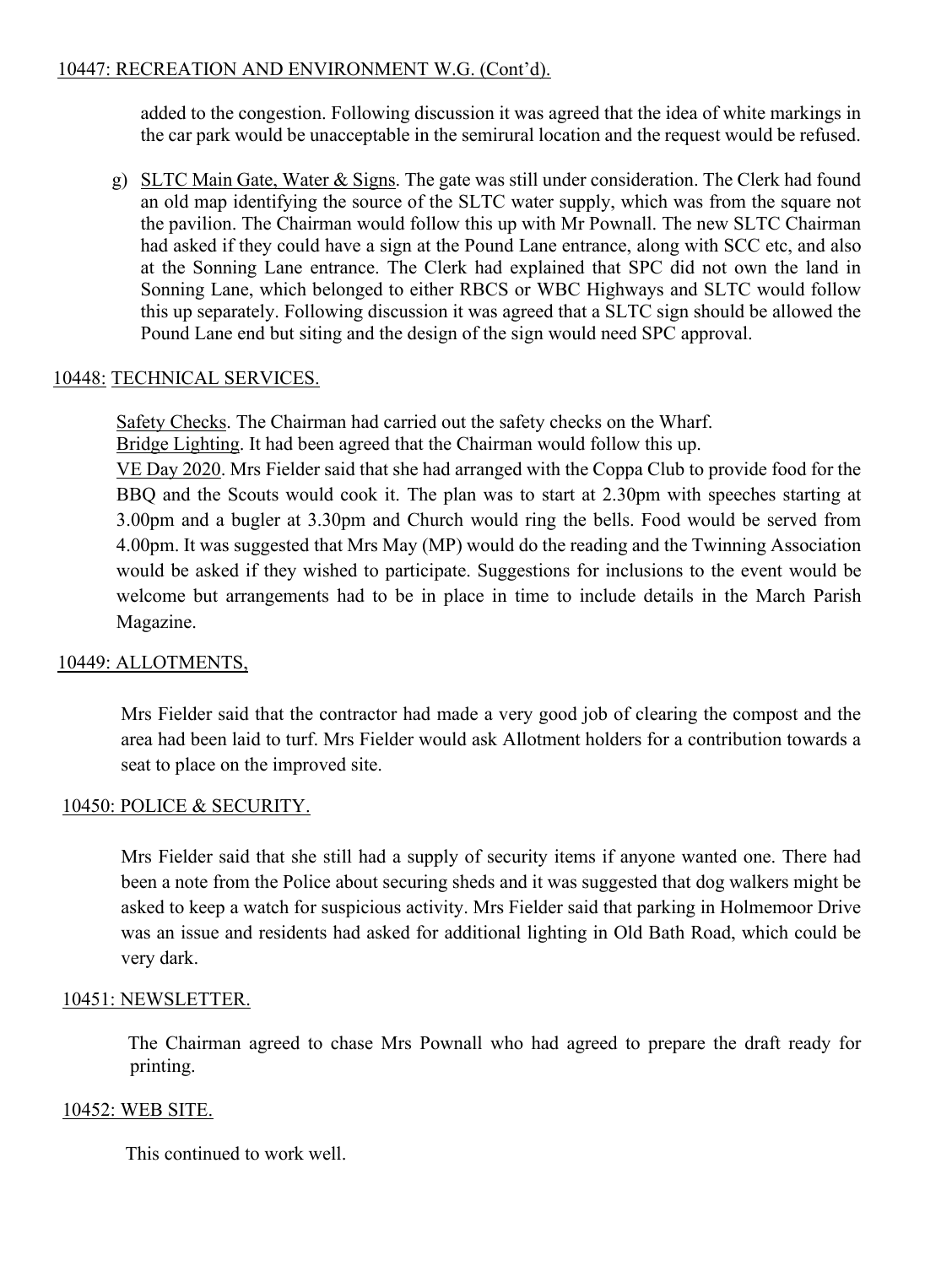## 10447: RECREATION AND ENVIRONMENT W.G. (Cont'd).

added to the congestion. Following discussion it was agreed that the idea of white markings in the car park would be unacceptable in the semirural location and the request would be refused.

g) SLTC Main Gate, Water & Signs. The gate was still under consideration. The Clerk had found an old map identifying the source of the SLTC water supply, which was from the square not the pavilion. The Chairman would follow this up with Mr Pownall. The new SLTC Chairman had asked if they could have a sign at the Pound Lane entrance, along with SCC etc, and also at the Sonning Lane entrance. The Clerk had explained that SPC did not own the land in Sonning Lane, which belonged to either RBCS or WBC Highways and SLTC would follow this up separately. Following discussion it was agreed that a SLTC sign should be allowed the Pound Lane end but siting and the design of the sign would need SPC approval.

## 10448: TECHNICAL SERVICES.

Safety Checks. The Chairman had carried out the safety checks on the Wharf.
Bridge Lighting. It had been agreed that the Chairman would follow this up.
VE Day 2020. Mrs Fielder said that she had arranged with the Coppa Club to provide food for the BBQ and the Scouts would cook it. The plan was to start at 2.30pm with speeches starting at 3.00pm and a bugler at 3.30pm and Church would ring the bells. Food would be served from 4.00pm. It was suggested that Mrs May (MP) would do the reading and the Twinning Association would be asked if they wished to participate. Suggestions for inclusions to the event would be welcome but arrangements had to be in place in time to include details in the March Parish Magazine.

## 10449: ALLOTMENTS,

Mrs Fielder said that the contractor had made a very good job of clearing the compost and the area had been laid to turf. Mrs Fielder would ask Allotment holders for a contribution towards a seat to place on the improved site.

## 10450: POLICE & SECURITY.

Mrs Fielder said that she still had a supply of security items if anyone wanted one. There had been a note from the Police about securing sheds and it was suggested that dog walkers might be asked to keep a watch for suspicious activity. Mrs Fielder said that parking in Holmemoor Drive was an issue and residents had asked for additional lighting in Old Bath Road, which could be very dark.

## 10451: NEWSLETTER.

The Chairman agreed to chase Mrs Pownall who had agreed to prepare the draft ready for printing.

## 10452: WEB SITE.

This continued to work well.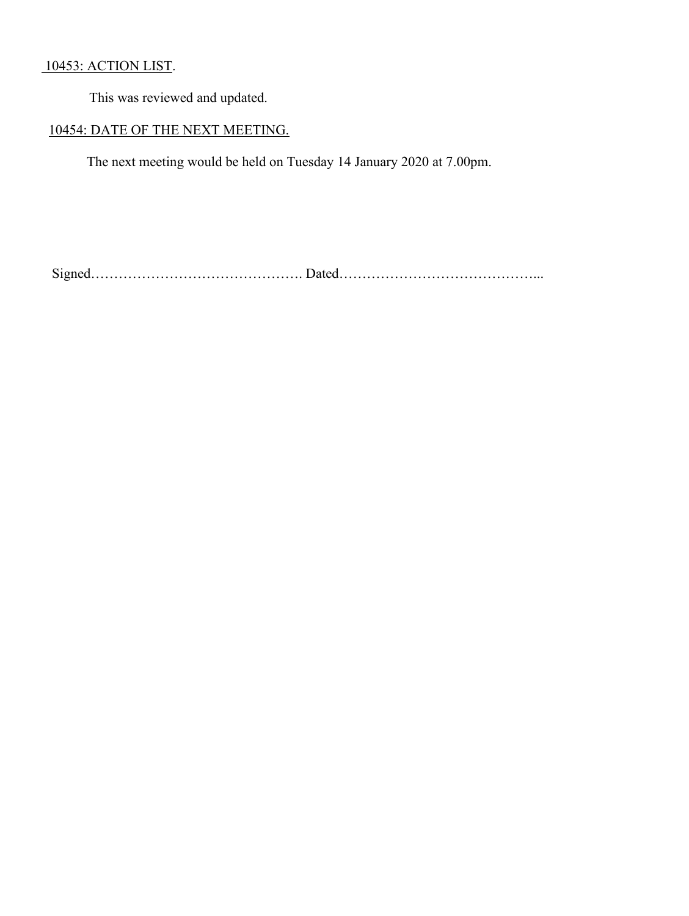10453: ACTION LIST.

This was reviewed and updated.

10454: DATE OF THE NEXT MEETING.

The next meeting would be held on Tuesday 14 January 2020 at 7.00pm.

Signed………………………………………. Dated……………………………………...